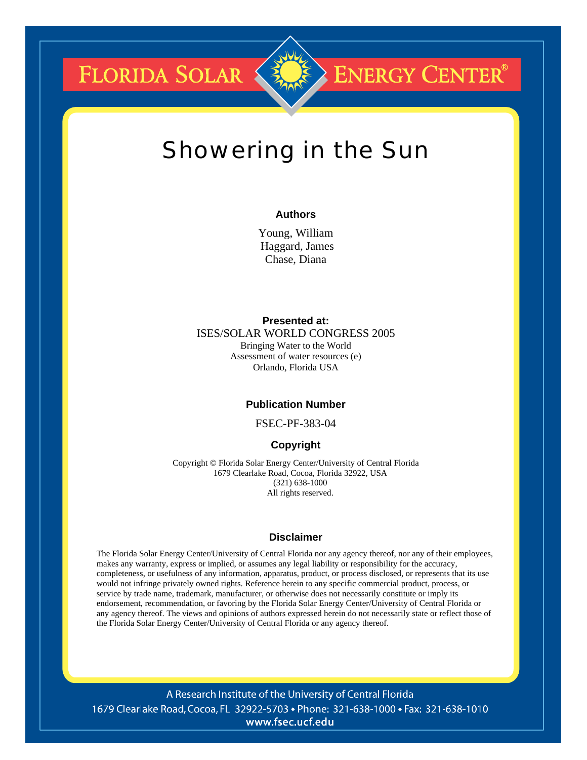FLORIDA SOLAR ENERGY CENTER®

# Showering in the Sun

### Authors

Young, William
Haggard, James
Chase, Diana

### Presented at:

ISES/SOLAR WORLD CONGRESS 2005
Bringing Water to the World
Assessment of water resources (e)
Orlando, Florida USA

### Publication Number

FSEC-PF-383-04

### Copyright

Copyright © Florida Solar Energy Center/University of Central Florida
1679 Clearlake Road, Cocoa, Florida 32922, USA
(321) 638-1000
All rights reserved.

### Disclaimer

The Florida Solar Energy Center/University of Central Florida nor any agency thereof, nor any of their employees, makes any warranty, express or implied, or assumes any legal liability or responsibility for the accuracy, completeness, or usefulness of any information, apparatus, product, or process disclosed, or represents that its use would not infringe privately owned rights. Reference herein to any specific commercial product, process, or service by trade name, trademark, manufacturer, or otherwise does not necessarily constitute or imply its endorsement, recommendation, or favoring by the Florida Solar Energy Center/University of Central Florida or any agency thereof. The views and opinions of authors expressed herein do not necessarily state or reflect those of the Florida Solar Energy Center/University of Central Florida or any agency thereof.

A Research Institute of the University of Central Florida
1679 Clearlake Road, Cocoa, FL 32922-5703 • Phone: 321-638-1000 • Fax: 321-638-1010
www.fsec.ucf.edu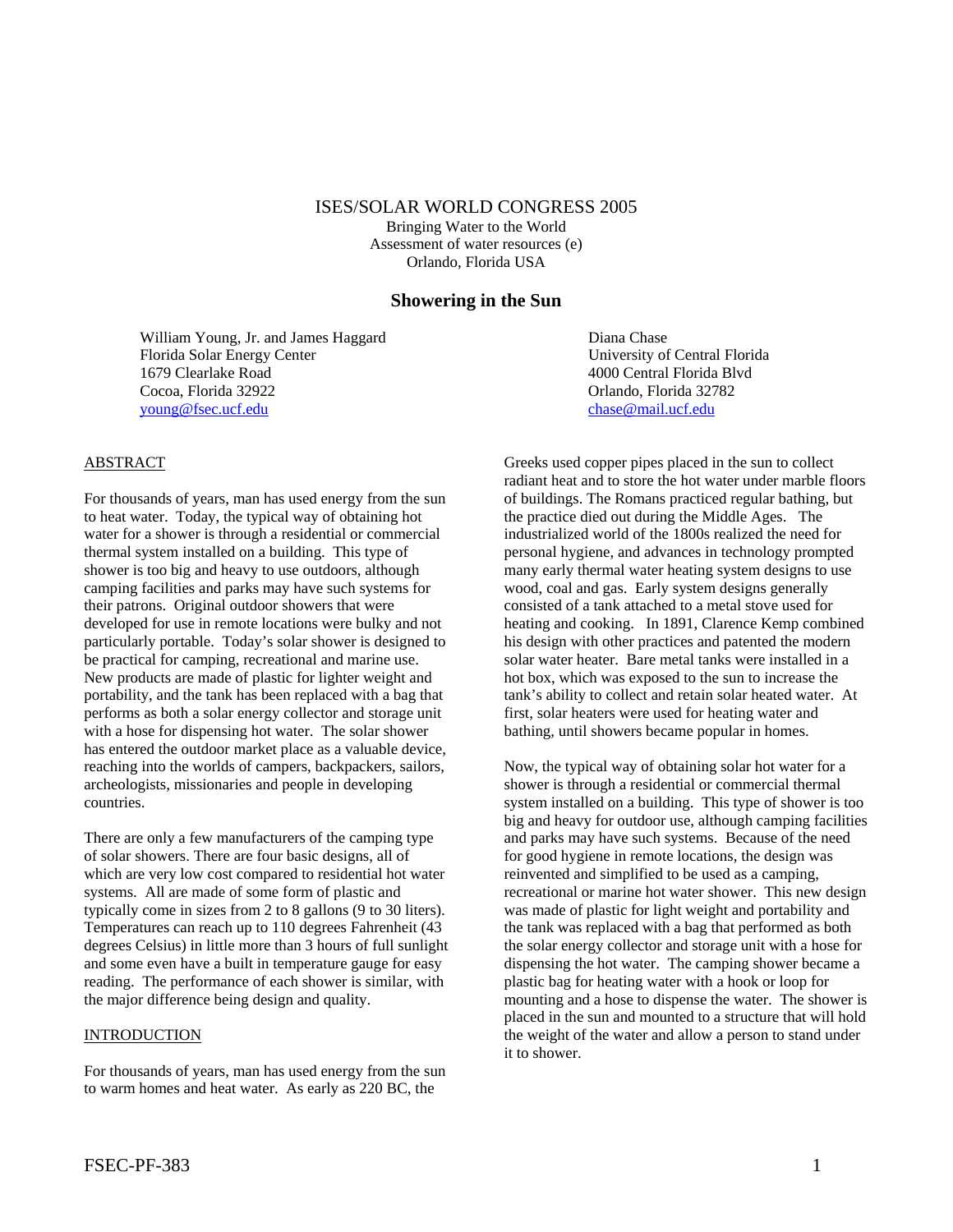ISES/SOLAR WORLD CONGRESS 2005
Bringing Water to the World
Assessment of water resources (e)
Orlando, Florida USA

# Showering in the Sun

William Young, Jr. and James Haggard
Florida Solar Energy Center
1679 Clearlake Road
Cocoa, Florida 32922
young@fsec.ucf.edu

Diana Chase
University of Central Florida
4000 Central Florida Blvd
Orlando, Florida 32782
chase@mail.ucf.edu

## ABSTRACT

For thousands of years, man has used energy from the sun to heat water. Today, the typical way of obtaining hot water for a shower is through a residential or commercial thermal system installed on a building. This type of shower is too big and heavy to use outdoors, although camping facilities and parks may have such systems for their patrons. Original outdoor showers that were developed for use in remote locations were bulky and not particularly portable. Today's solar shower is designed to be practical for camping, recreational and marine use. New products are made of plastic for lighter weight and portability, and the tank has been replaced with a bag that performs as both a solar energy collector and storage unit with a hose for dispensing hot water. The solar shower has entered the outdoor market place as a valuable device, reaching into the worlds of campers, backpackers, sailors, archeologists, missionaries and people in developing countries.

There are only a few manufacturers of the camping type of solar showers. There are four basic designs, all of which are very low cost compared to residential hot water systems. All are made of some form of plastic and typically come in sizes from 2 to 8 gallons (9 to 30 liters). Temperatures can reach up to 110 degrees Fahrenheit (43 degrees Celsius) in little more than 3 hours of full sunlight and some even have a built in temperature gauge for easy reading. The performance of each shower is similar, with the major difference being design and quality.

## INTRODUCTION

For thousands of years, man has used energy from the sun to warm homes and heat water. As early as 220 BC, the Greeks used copper pipes placed in the sun to collect radiant heat and to store the hot water under marble floors of buildings. The Romans practiced regular bathing, but the practice died out during the Middle Ages. The industrialized world of the 1800s realized the need for personal hygiene, and advances in technology prompted many early thermal water heating system designs to use wood, coal and gas. Early system designs generally consisted of a tank attached to a metal stove used for heating and cooking. In 1891, Clarence Kemp combined his design with other practices and patented the modern solar water heater. Bare metal tanks were installed in a hot box, which was exposed to the sun to increase the tank's ability to collect and retain solar heated water. At first, solar heaters were used for heating water and bathing, until showers became popular in homes.

Now, the typical way of obtaining solar hot water for a shower is through a residential or commercial thermal system installed on a building. This type of shower is too big and heavy for outdoor use, although camping facilities and parks may have such systems. Because of the need for good hygiene in remote locations, the design was reinvented and simplified to be used as a camping, recreational or marine hot water shower. This new design was made of plastic for light weight and portability and the tank was replaced with a bag that performed as both the solar energy collector and storage unit with a hose for dispensing the hot water. The camping shower became a plastic bag for heating water with a hook or loop for mounting and a hose to dispense the water. The shower is placed in the sun and mounted to a structure that will hold the weight of the water and allow a person to stand under it to shower.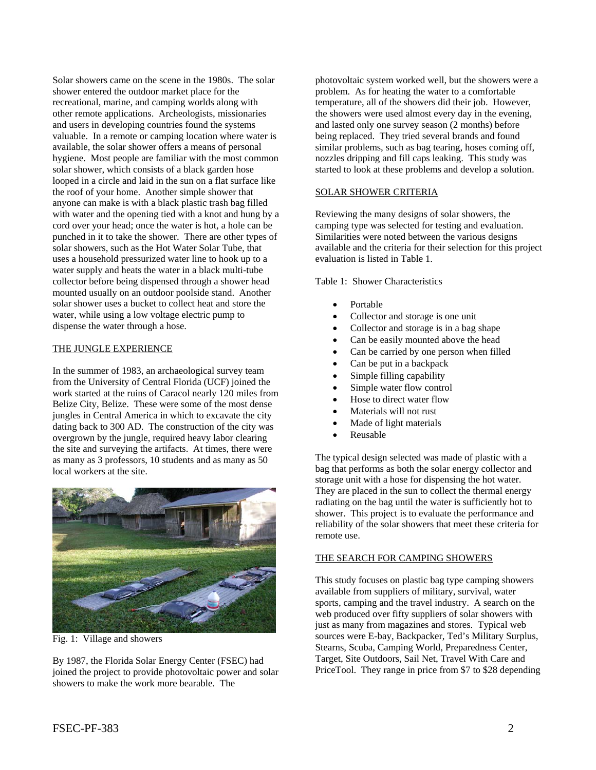Solar showers came on the scene in the 1980s. The solar shower entered the outdoor market place for the recreational, marine, and camping worlds along with other remote applications. Archeologists, missionaries and users in developing countries found the systems valuable. In a remote or camping location where water is available, the solar shower offers a means of personal hygiene. Most people are familiar with the most common solar shower, which consists of a black garden hose looped in a circle and laid in the sun on a flat surface like the roof of your home. Another simple shower that anyone can make is with a black plastic trash bag filled with water and the opening tied with a knot and hung by a cord over your head; once the water is hot, a hole can be punched in it to take the shower. There are other types of solar showers, such as the Hot Water Solar Tube, that uses a household pressurized water line to hook up to a water supply and heats the water in a black multi-tube collector before being dispensed through a shower head mounted usually on an outdoor poolside stand. Another solar shower uses a bucket to collect heat and store the water, while using a low voltage electric pump to dispense the water through a hose.

## THE JUNGLE EXPERIENCE

In the summer of 1983, an archaeological survey team from the University of Central Florida (UCF) joined the work started at the ruins of Caracol nearly 120 miles from Belize City, Belize. These were some of the most dense jungles in Central America in which to excavate the city dating back to 300 AD. The construction of the city was overgrown by the jungle, required heavy labor clearing the site and surveying the artifacts. At times, there were as many as 3 professors, 10 students and as many as 50 local workers at the site.

Fig. 1: Village and showers

By 1987, the Florida Solar Energy Center (FSEC) had joined the project to provide photovoltaic power and solar showers to make the work more bearable. The photovoltaic system worked well, but the showers were a problem. As for heating the water to a comfortable temperature, all of the showers did their job. However, the showers were used almost every day in the evening, and lasted only one survey season (2 months) before being replaced. They tried several brands and found similar problems, such as bag tearing, hoses coming off, nozzles dripping and fill caps leaking. This study was started to look at these problems and develop a solution.

## SOLAR SHOWER CRITERIA

Reviewing the many designs of solar showers, the camping type was selected for testing and evaluation. Similarities were noted between the various designs available and the criteria for their selection for this project evaluation is listed in Table 1.

Table 1: Shower Characteristics

- Portable
- Collector and storage is one unit
- Collector and storage is in a bag shape
- Can be easily mounted above the head
- Can be carried by one person when filled
- Can be put in a backpack
- Simple filling capability
- Simple water flow control
- Hose to direct water flow
- Materials will not rust
- Made of light materials
- Reusable

The typical design selected was made of plastic with a bag that performs as both the solar energy collector and storage unit with a hose for dispensing the hot water. They are placed in the sun to collect the thermal energy radiating on the bag until the water is sufficiently hot to shower. This project is to evaluate the performance and reliability of the solar showers that meet these criteria for remote use.

## THE SEARCH FOR CAMPING SHOWERS

This study focuses on plastic bag type camping showers available from suppliers of military, survival, water sports, camping and the travel industry. A search on the web produced over fifty suppliers of solar showers with just as many from magazines and stores. Typical web sources were E-bay, Backpacker, Ted's Military Surplus, Stearns, Scuba, Camping World, Preparedness Center, Target, Site Outdoors, Sail Net, Travel With Care and PriceTool. They range in price from $7 to $28 depending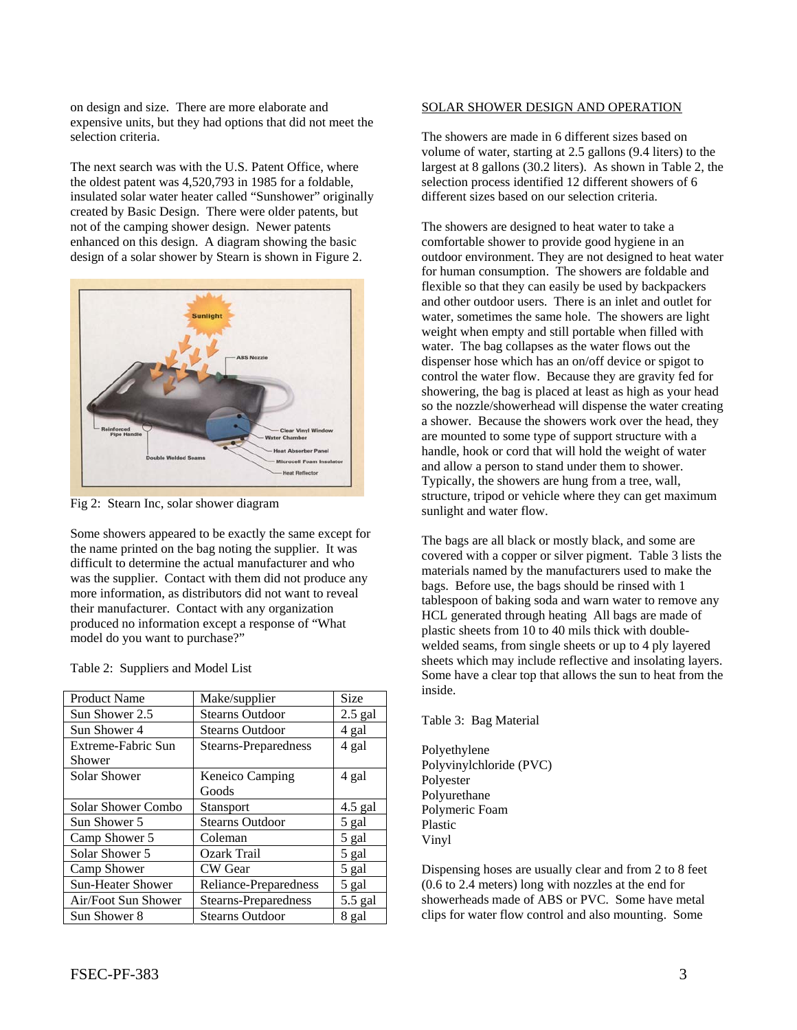on design and size. There are more elaborate and expensive units, but they had options that did not meet the selection criteria.

The next search was with the U.S. Patent Office, where the oldest patent was 4,520,793 in 1985 for a foldable, insulated solar water heater called "Sunshower" originally created by Basic Design. There were older patents, but not of the camping shower design. Newer patents enhanced on this design. A diagram showing the basic design of a solar shower by Stearn is shown in Figure 2.

Fig 2: Stearn Inc, solar shower diagram

Some showers appeared to be exactly the same except for the name printed on the bag noting the supplier. It was difficult to determine the actual manufacturer and who was the supplier. Contact with them did not produce any more information, as distributors did not want to reveal their manufacturer. Contact with any organization produced no information except a response of "What model do you want to purchase?"

Table 2: Suppliers and Model List

| Product Name | Make/supplier | Size |
|---|---|---|
| Sun Shower 2.5 | Stearns Outdoor | 2.5 gal |
| Sun Shower 4 | Stearns Outdoor | 4 gal |
| Extreme-Fabric Sun Shower | Stearns-Preparedness | 4 gal |
| Solar Shower | Keneico Camping Goods | 4 gal |
| Solar Shower Combo | Stansport | 4.5 gal |
| Sun Shower 5 | Stearns Outdoor | 5 gal |
| Camp Shower 5 | Coleman | 5 gal |
| Solar Shower 5 | Ozark Trail | 5 gal |
| Camp Shower | CW Gear | 5 gal |
| Sun-Heater Shower | Reliance-Preparedness | 5 gal |
| Air/Foot Sun Shower | Stearns-Preparedness | 5.5 gal |
| Sun Shower 8 | Stearns Outdoor | 8 gal |

## SOLAR SHOWER DESIGN AND OPERATION

The showers are made in 6 different sizes based on volume of water, starting at 2.5 gallons (9.4 liters) to the largest at 8 gallons (30.2 liters). As shown in Table 2, the selection process identified 12 different showers of 6 different sizes based on our selection criteria.

The showers are designed to heat water to take a comfortable shower to provide good hygiene in an outdoor environment. They are not designed to heat water for human consumption. The showers are foldable and flexible so that they can easily be used by backpackers and other outdoor users. There is an inlet and outlet for water, sometimes the same hole. The showers are light weight when empty and still portable when filled with water. The bag collapses as the water flows out the dispenser hose which has an on/off device or spigot to control the water flow. Because they are gravity fed for showering, the bag is placed at least as high as your head so the nozzle/showerhead will dispense the water creating a shower. Because the showers work over the head, they are mounted to some type of support structure with a handle, hook or cord that will hold the weight of water and allow a person to stand under them to shower. Typically, the showers are hung from a tree, wall, structure, tripod or vehicle where they can get maximum sunlight and water flow.

The bags are all black or mostly black, and some are covered with a copper or silver pigment. Table 3 lists the materials named by the manufacturers used to make the bags. Before use, the bags should be rinsed with 1 tablespoon of baking soda and warn water to remove any HCL generated through heating All bags are made of plastic sheets from 10 to 40 mils thick with double-welded seams, from single sheets or up to 4 ply layered sheets which may include reflective and insolating layers. Some have a clear top that allows the sun to heat from the inside.

Table 3: Bag Material

Polyethylene
Polyvinylchloride (PVC)
Polyester
Polyurethane
Polymeric Foam
Plastic
Vinyl

Dispensing hoses are usually clear and from 2 to 8 feet (0.6 to 2.4 meters) long with nozzles at the end for showerheads made of ABS or PVC. Some have metal clips for water flow control and also mounting. Some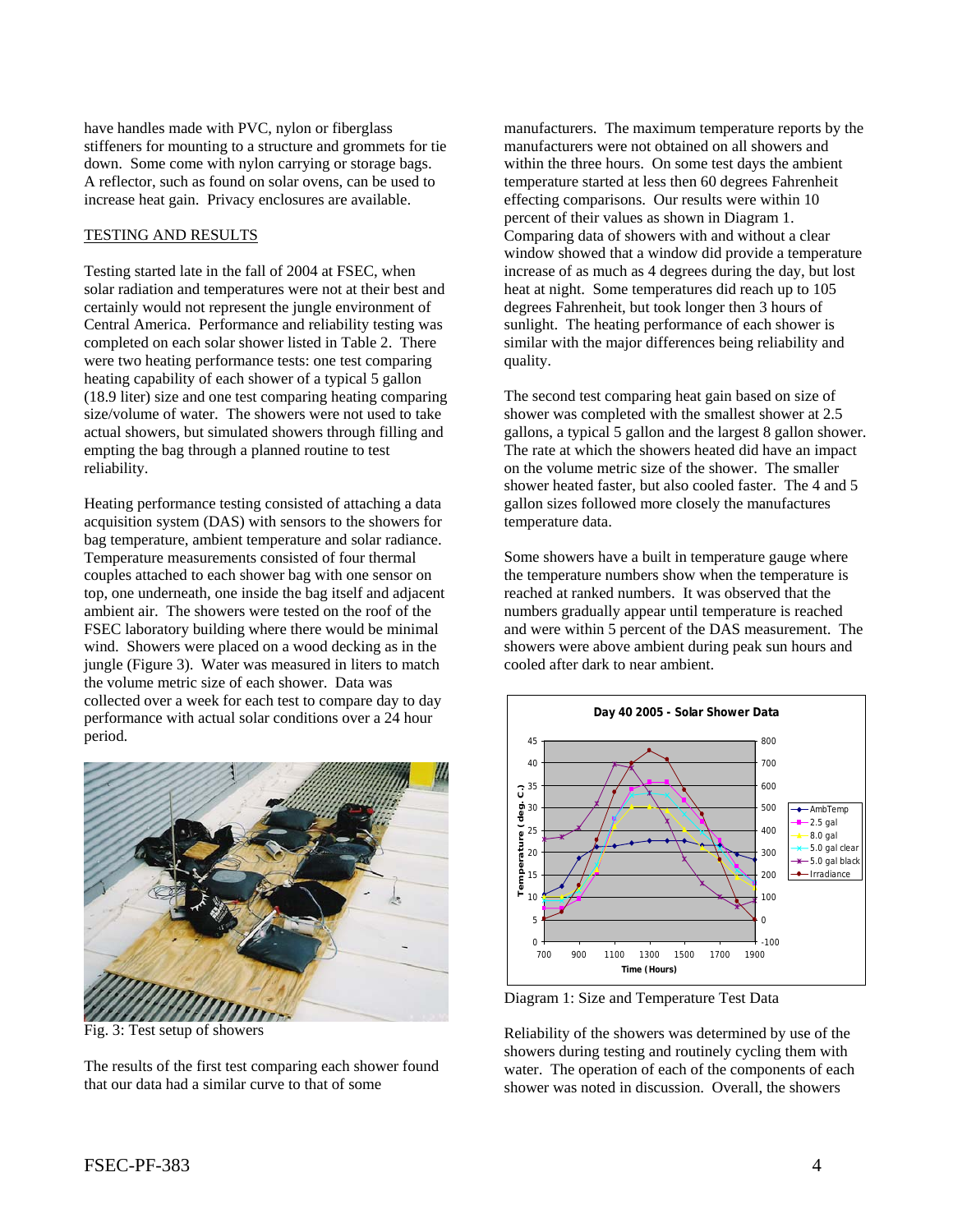have handles made with PVC, nylon or fiberglass stiffeners for mounting to a structure and grommets for tie down. Some come with nylon carrying or storage bags. A reflector, such as found on solar ovens, can be used to increase heat gain. Privacy enclosures are available.

## TESTING AND RESULTS

Testing started late in the fall of 2004 at FSEC, when solar radiation and temperatures were not at their best and certainly would not represent the jungle environment of Central America. Performance and reliability testing was completed on each solar shower listed in Table 2. There were two heating performance tests: one test comparing heating capability of each shower of a typical 5 gallon (18.9 liter) size and one test comparing heating comparing size/volume of water. The showers were not used to take actual showers, but simulated showers through filling and empting the bag through a planned routine to test reliability.

Heating performance testing consisted of attaching a data acquisition system (DAS) with sensors to the showers for bag temperature, ambient temperature and solar radiance. Temperature measurements consisted of four thermal couples attached to each shower bag with one sensor on top, one underneath, one inside the bag itself and adjacent ambient air. The showers were tested on the roof of the FSEC laboratory building where there would be minimal wind. Showers were placed on a wood decking as in the jungle (Figure 3). Water was measured in liters to match the volume metric size of each shower. Data was collected over a week for each test to compare day to day performance with actual solar conditions over a 24 hour period.

Fig. 3: Test setup of showers

The results of the first test comparing each shower found that our data had a similar curve to that of some manufacturers. The maximum temperature reports by the manufacturers were not obtained on all showers and within the three hours. On some test days the ambient temperature started at less then 60 degrees Fahrenheit effecting comparisons. Our results were within 10 percent of their values as shown in Diagram 1. Comparing data of showers with and without a clear window showed that a window did provide a temperature increase of as much as 4 degrees during the day, but lost heat at night. Some temperatures did reach up to 105 degrees Fahrenheit, but took longer then 3 hours of sunlight. The heating performance of each shower is similar with the major differences being reliability and quality.

The second test comparing heat gain based on size of shower was completed with the smallest shower at 2.5 gallons, a typical 5 gallon and the largest 8 gallon shower. The rate at which the showers heated did have an impact on the volume metric size of the shower. The smaller shower heated faster, but also cooled faster. The 4 and 5 gallon sizes followed more closely the manufactures temperature data.

Some showers have a built in temperature gauge where the temperature numbers show when the temperature is reached at ranked numbers. It was observed that the numbers gradually appear until temperature is reached and were within 5 percent of the DAS measurement. The showers were above ambient during peak sun hours and cooled after dark to near ambient.

Diagram 1: Size and Temperature Test Data

Reliability of the showers was determined by use of the showers during testing and routinely cycling them with water. The operation of each of the components of each shower was noted in discussion. Overall, the showers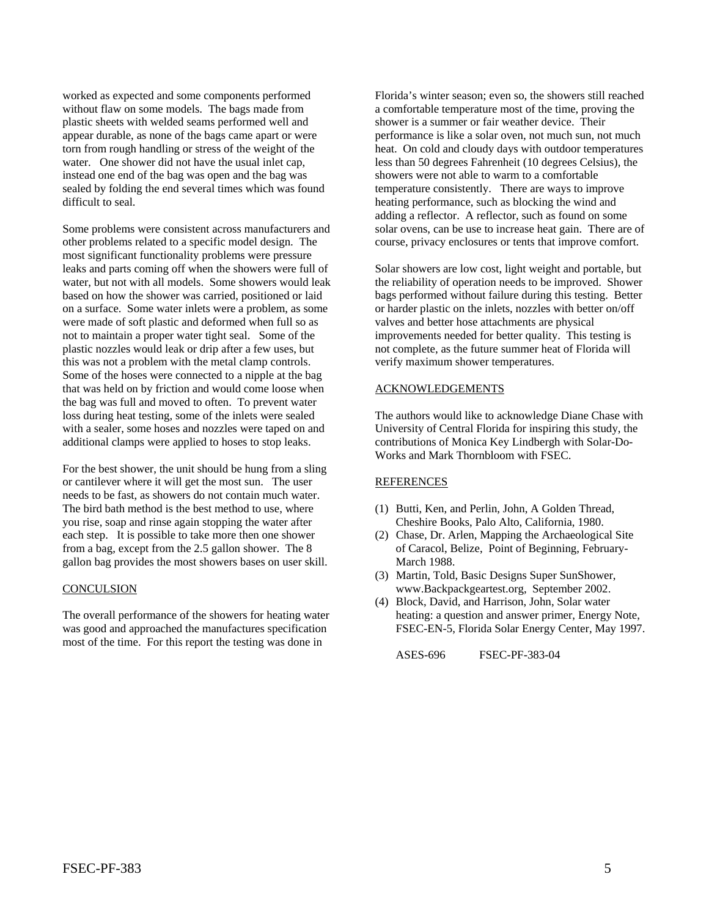worked as expected and some components performed without flaw on some models. The bags made from plastic sheets with welded seams performed well and appear durable, as none of the bags came apart or were torn from rough handling or stress of the weight of the water. One shower did not have the usual inlet cap, instead one end of the bag was open and the bag was sealed by folding the end several times which was found difficult to seal.

Some problems were consistent across manufacturers and other problems related to a specific model design. The most significant functionality problems were pressure leaks and parts coming off when the showers were full of water, but not with all models. Some showers would leak based on how the shower was carried, positioned or laid on a surface. Some water inlets were a problem, as some were made of soft plastic and deformed when full so as not to maintain a proper water tight seal. Some of the plastic nozzles would leak or drip after a few uses, but this was not a problem with the metal clamp controls. Some of the hoses were connected to a nipple at the bag that was held on by friction and would come loose when the bag was full and moved to often. To prevent water loss during heat testing, some of the inlets were sealed with a sealer, some hoses and nozzles were taped on and additional clamps were applied to hoses to stop leaks.

For the best shower, the unit should be hung from a sling or cantilever where it will get the most sun. The user needs to be fast, as showers do not contain much water. The bird bath method is the best method to use, where you rise, soap and rinse again stopping the water after each step. It is possible to take more then one shower from a bag, except from the 2.5 gallon shower. The 8 gallon bag provides the most showers bases on user skill.

## CONCULSION

The overall performance of the showers for heating water was good and approached the manufactures specification most of the time. For this report the testing was done in Florida's winter season; even so, the showers still reached a comfortable temperature most of the time, proving the shower is a summer or fair weather device. Their performance is like a solar oven, not much sun, not much heat. On cold and cloudy days with outdoor temperatures less than 50 degrees Fahrenheit (10 degrees Celsius), the showers were not able to warm to a comfortable temperature consistently. There are ways to improve heating performance, such as blocking the wind and adding a reflector. A reflector, such as found on some solar ovens, can be use to increase heat gain. There are of course, privacy enclosures or tents that improve comfort.

Solar showers are low cost, light weight and portable, but the reliability of operation needs to be improved. Shower bags performed without failure during this testing. Better or harder plastic on the inlets, nozzles with better on/off valves and better hose attachments are physical improvements needed for better quality. This testing is not complete, as the future summer heat of Florida will verify maximum shower temperatures.

## ACKNOWLEDGEMENTS

The authors would like to acknowledge Diane Chase with University of Central Florida for inspiring this study, the contributions of Monica Key Lindbergh with Solar-Do-Works and Mark Thornbloom with FSEC.

## REFERENCES

(1) Butti, Ken, and Perlin, John, A Golden Thread, Cheshire Books, Palo Alto, California, 1980.
(2) Chase, Dr. Arlen, Mapping the Archaeological Site of Caracol, Belize, Point of Beginning, February-March 1988.
(3) Martin, Told, Basic Designs Super SunShower, www.Backpackgeartest.org, September 2002.
(4) Block, David, and Harrison, John, Solar water heating: a question and answer primer, Energy Note, FSEC-EN-5, Florida Solar Energy Center, May 1997.

ASES-696 FSEC-PF-383-04